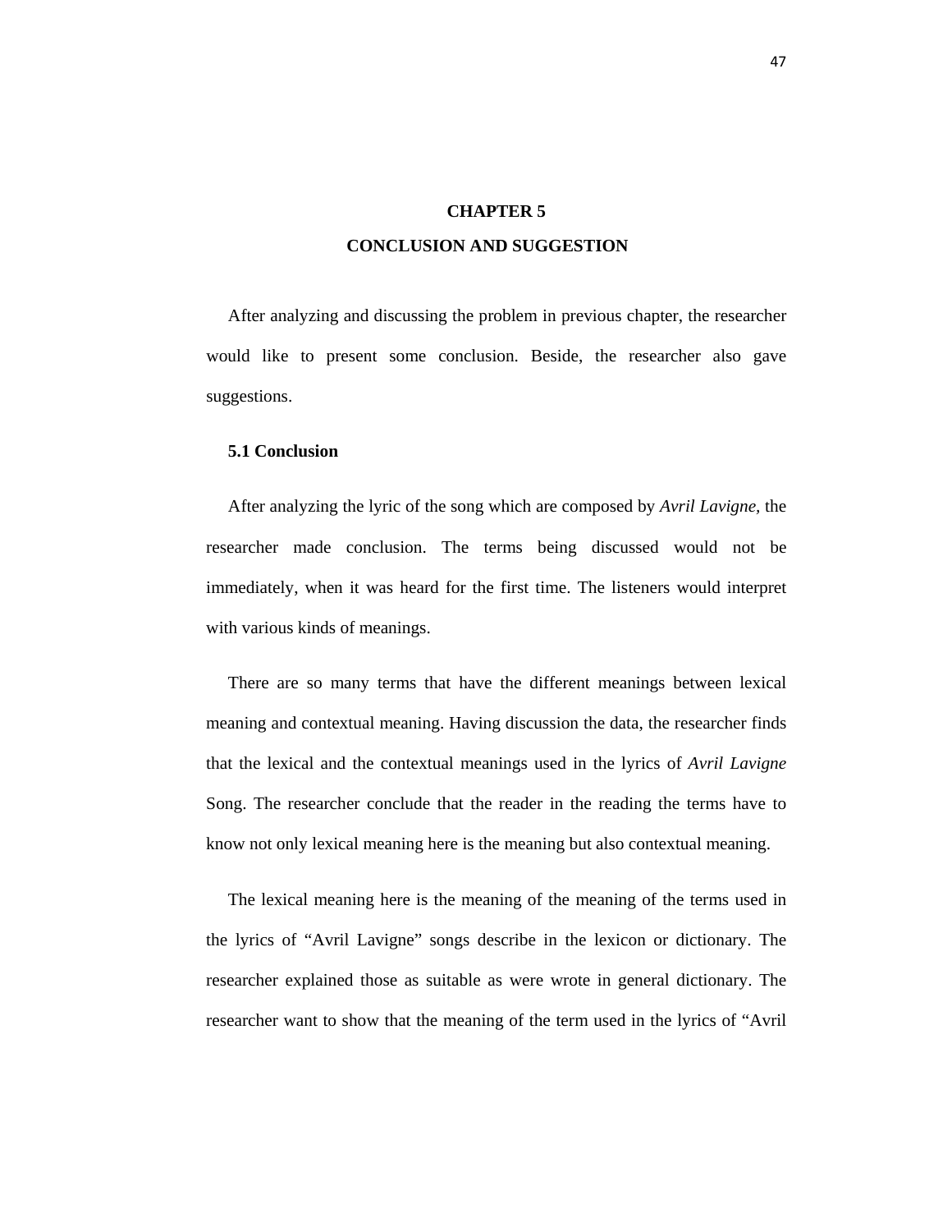# CHAPTER 5

# CONCLUSION AND SUGGESTION

After analyzing and discussing the problem in previous chapter, the researcher would like to present some conclusion. Beside, the researcher also gave suggestions.

## 5.1 Conclusion

After analyzing the lyric of the song which are composed by *Avril Lavigne*, the researcher made conclusion. The terms being discussed would not be immediately, when it was heard for the first time. The listeners would interpret with various kinds of meanings.

There are so many terms that have the different meanings between lexical meaning and contextual meaning. Having discussion the data, the researcher finds that the lexical and the contextual meanings used in the lyrics of *Avril Lavigne* Song. The researcher conclude that the reader in the reading the terms have to know not only lexical meaning here is the meaning but also contextual meaning.

The lexical meaning here is the meaning of the meaning of the terms used in the lyrics of "Avril Lavigne" songs describe in the lexicon or dictionary. The researcher explained those as suitable as were wrote in general dictionary. The researcher want to show that the meaning of the term used in the lyrics of "Avril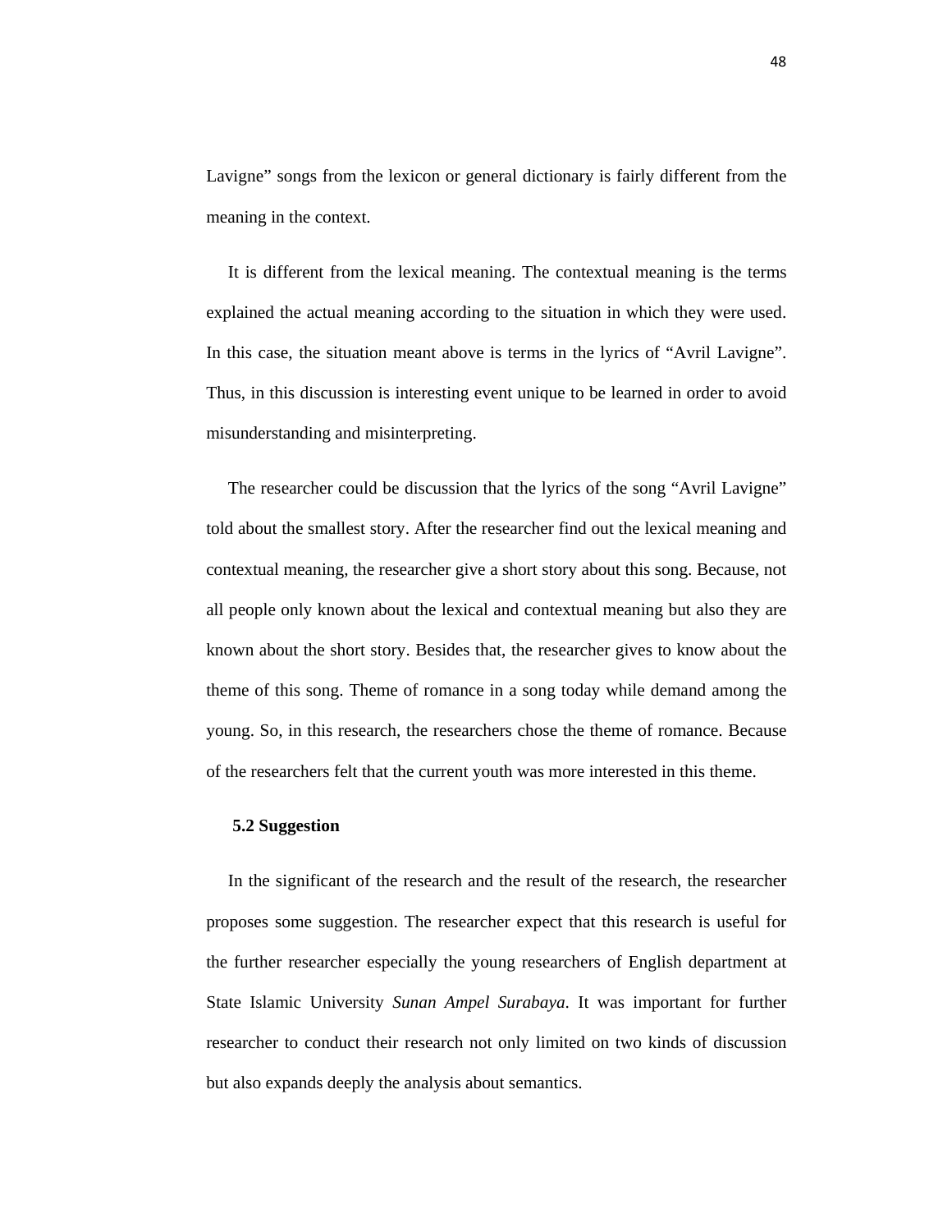Lavigne" songs from the lexicon or general dictionary is fairly different from the meaning in the context.

It is different from the lexical meaning. The contextual meaning is the terms explained the actual meaning according to the situation in which they were used. In this case, the situation meant above is terms in the lyrics of "Avril Lavigne". Thus, in this discussion is interesting event unique to be learned in order to avoid misunderstanding and misinterpreting.

The researcher could be discussion that the lyrics of the song "Avril Lavigne" told about the smallest story. After the researcher find out the lexical meaning and contextual meaning, the researcher give a short story about this song. Because, not all people only known about the lexical and contextual meaning but also they are known about the short story. Besides that, the researcher gives to know about the theme of this song. Theme of romance in a song today while demand among the young. So, in this research, the researchers chose the theme of romance. Because of the researchers felt that the current youth was more interested in this theme.

## 5.2 Suggestion

In the significant of the research and the result of the research, the researcher proposes some suggestion. The researcher expect that this research is useful for the further researcher especially the young researchers of English department at State Islamic University *Sunan Ampel Surabaya*. It was important for further researcher to conduct their research not only limited on two kinds of discussion but also expands deeply the analysis about semantics.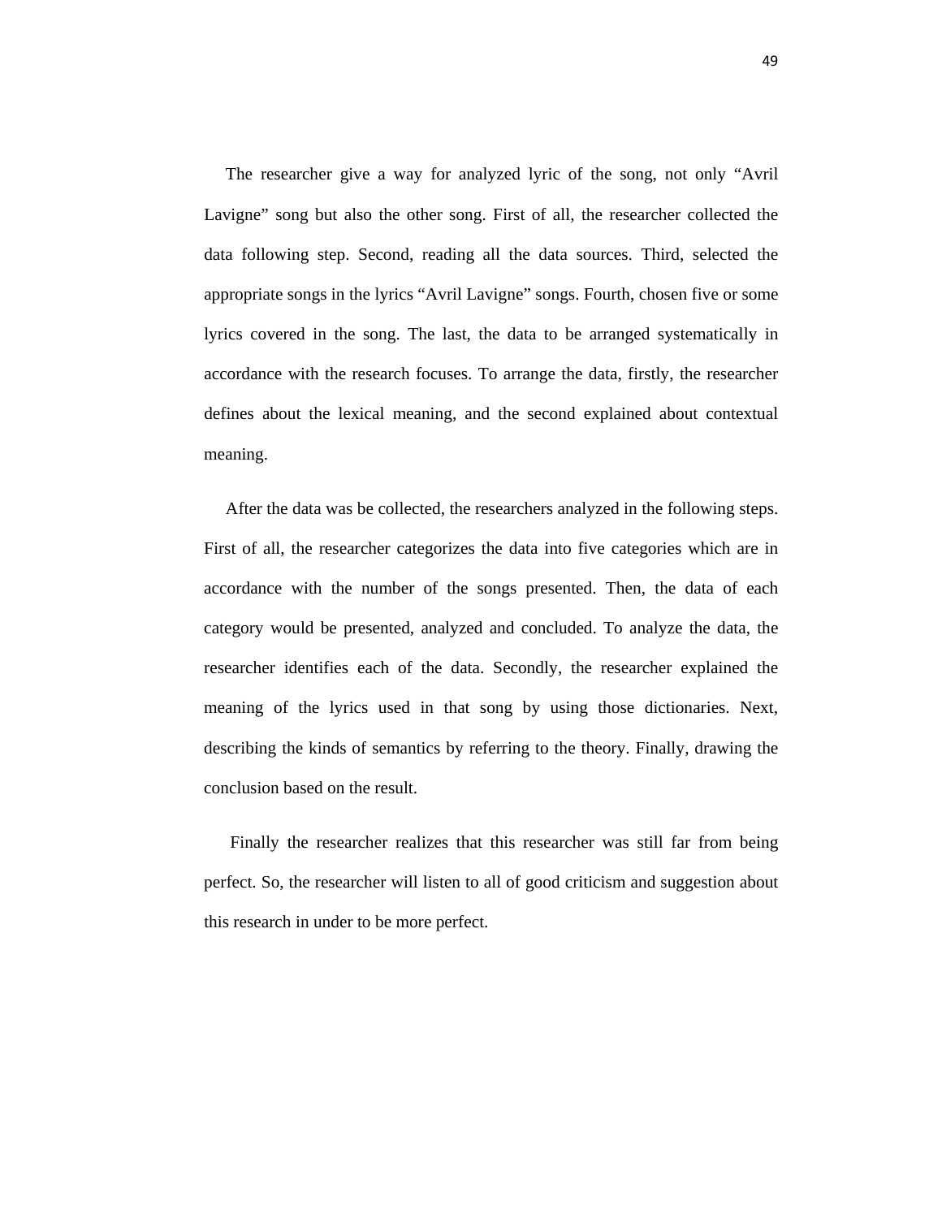The researcher give a way for analyzed lyric of the song, not only "Avril Lavigne" song but also the other song. First of all, the researcher collected the data following step. Second, reading all the data sources. Third, selected the appropriate songs in the lyrics "Avril Lavigne" songs. Fourth, chosen five or some lyrics covered in the song. The last, the data to be arranged systematically in accordance with the research focuses. To arrange the data, firstly, the researcher defines about the lexical meaning, and the second explained about contextual meaning.

After the data was be collected, the researchers analyzed in the following steps. First of all, the researcher categorizes the data into five categories which are in accordance with the number of the songs presented. Then, the data of each category would be presented, analyzed and concluded. To analyze the data, the researcher identifies each of the data. Secondly, the researcher explained the meaning of the lyrics used in that song by using those dictionaries. Next, describing the kinds of semantics by referring to the theory. Finally, drawing the conclusion based on the result.

Finally the researcher realizes that this researcher was still far from being perfect. So, the researcher will listen to all of good criticism and suggestion about this research in under to be more perfect.